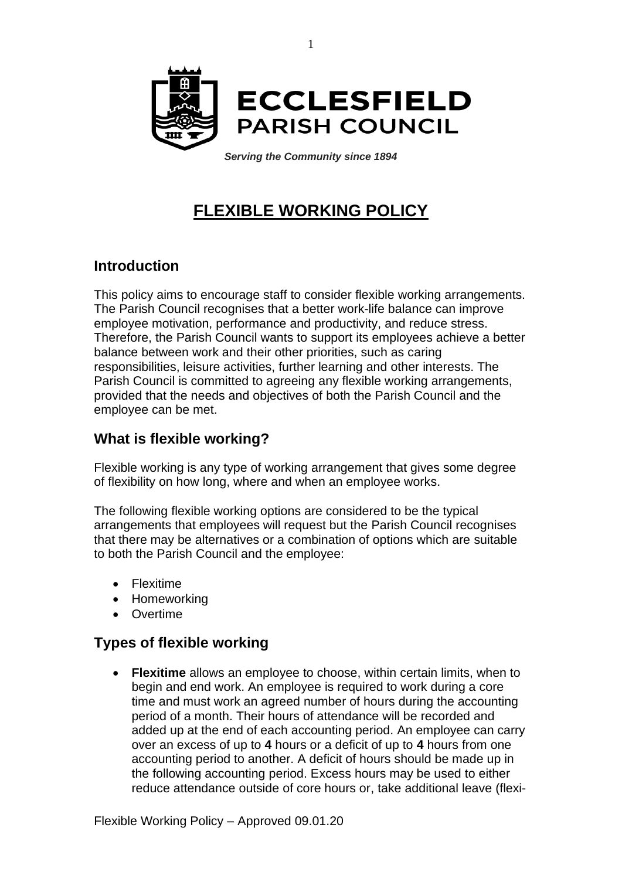**ECCLESFIELD PARISH COUNCIL**

***Serving the Community since 1894***

# FLEXIBLE WORKING POLICY

## Introduction

This policy aims to encourage staff to consider flexible working arrangements. The Parish Council recognises that a better work-life balance can improve employee motivation, performance and productivity, and reduce stress. Therefore, the Parish Council wants to support its employees achieve a better balance between work and their other priorities, such as caring responsibilities, leisure activities, further learning and other interests. The Parish Council is committed to agreeing any flexible working arrangements, provided that the needs and objectives of both the Parish Council and the employee can be met.

## What is flexible working?

Flexible working is any type of working arrangement that gives some degree of flexibility on how long, where and when an employee works.

The following flexible working options are considered to be the typical arrangements that employees will request but the Parish Council recognises that there may be alternatives or a combination of options which are suitable to both the Parish Council and the employee:

- Flexitime
- Homeworking
- Overtime

## Types of flexible working

- **Flexitime** allows an employee to choose, within certain limits, when to begin and end work. An employee is required to work during a core time and must work an agreed number of hours during the accounting period of a month. Their hours of attendance will be recorded and added up at the end of each accounting period. An employee can carry over an excess of up to **4** hours or a deficit of up to **4** hours from one accounting period to another. A deficit of hours should be made up in the following accounting period. Excess hours may be used to either reduce attendance outside of core hours or, take additional leave (flexi-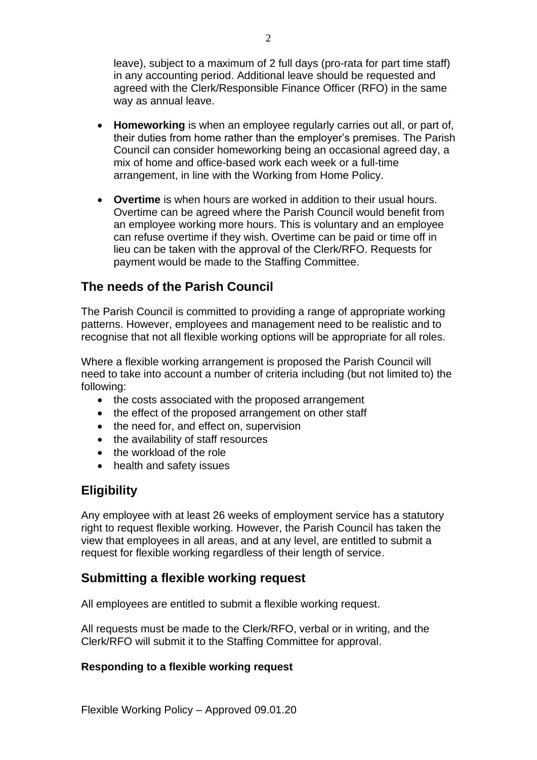leave), subject to a maximum of 2 full days (pro-rata for part time staff) in any accounting period. Additional leave should be requested and agreed with the Clerk/Responsible Finance Officer (RFO) in the same way as annual leave.

- **Homeworking** is when an employee regularly carries out all, or part of, their duties from home rather than the employer's premises. The Parish Council can consider homeworking being an occasional agreed day, a mix of home and office-based work each week or a full-time arrangement, in line with the Working from Home Policy.
- **Overtime** is when hours are worked in addition to their usual hours. Overtime can be agreed where the Parish Council would benefit from an employee working more hours. This is voluntary and an employee can refuse overtime if they wish. Overtime can be paid or time off in lieu can be taken with the approval of the Clerk/RFO. Requests for payment would be made to the Staffing Committee.

## The needs of the Parish Council

The Parish Council is committed to providing a range of appropriate working patterns. However, employees and management need to be realistic and to recognise that not all flexible working options will be appropriate for all roles.

Where a flexible working arrangement is proposed the Parish Council will need to take into account a number of criteria including (but not limited to) the following:

- the costs associated with the proposed arrangement
- the effect of the proposed arrangement on other staff
- the need for, and effect on, supervision
- the availability of staff resources
- the workload of the role
- health and safety issues

## Eligibility

Any employee with at least 26 weeks of employment service has a statutory right to request flexible working. However, the Parish Council has taken the view that employees in all areas, and at any level, are entitled to submit a request for flexible working regardless of their length of service.

## Submitting a flexible working request

All employees are entitled to submit a flexible working request.

All requests must be made to the Clerk/RFO, verbal or in writing, and the Clerk/RFO will submit it to the Staffing Committee for approval.

### Responding to a flexible working request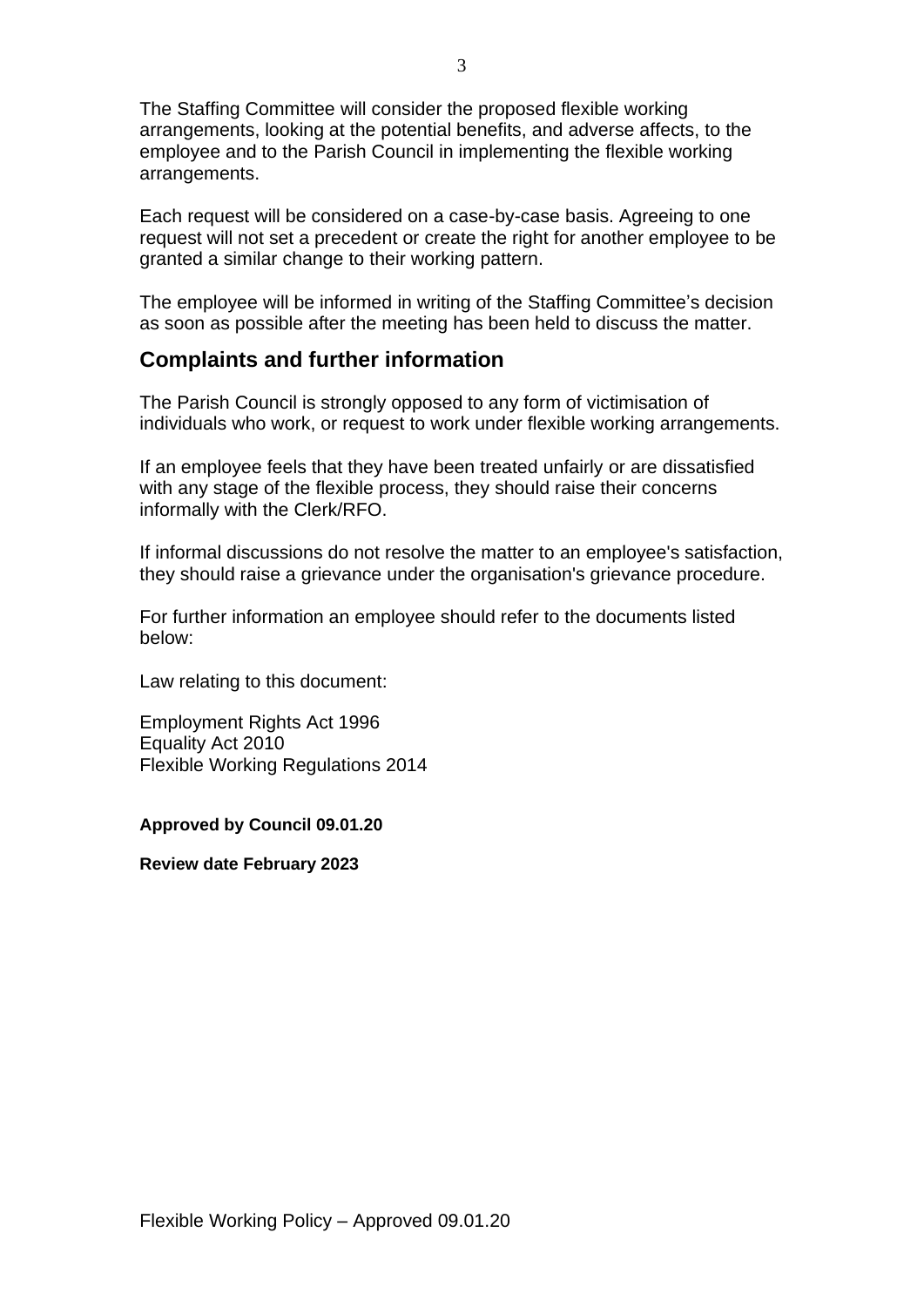The Staffing Committee will consider the proposed flexible working arrangements, looking at the potential benefits, and adverse affects, to the employee and to the Parish Council in implementing the flexible working arrangements.

Each request will be considered on a case-by-case basis. Agreeing to one request will not set a precedent or create the right for another employee to be granted a similar change to their working pattern.

The employee will be informed in writing of the Staffing Committee's decision as soon as possible after the meeting has been held to discuss the matter.

## Complaints and further information

The Parish Council is strongly opposed to any form of victimisation of individuals who work, or request to work under flexible working arrangements.

If an employee feels that they have been treated unfairly or are dissatisfied with any stage of the flexible process, they should raise their concerns informally with the Clerk/RFO.

If informal discussions do not resolve the matter to an employee's satisfaction, they should raise a grievance under the organisation's grievance procedure.

For further information an employee should refer to the documents listed below:

Law relating to this document:

Employment Rights Act 1996
Equality Act 2010
Flexible Working Regulations 2014

**Approved by Council 09.01.20**

**Review date February 2023**